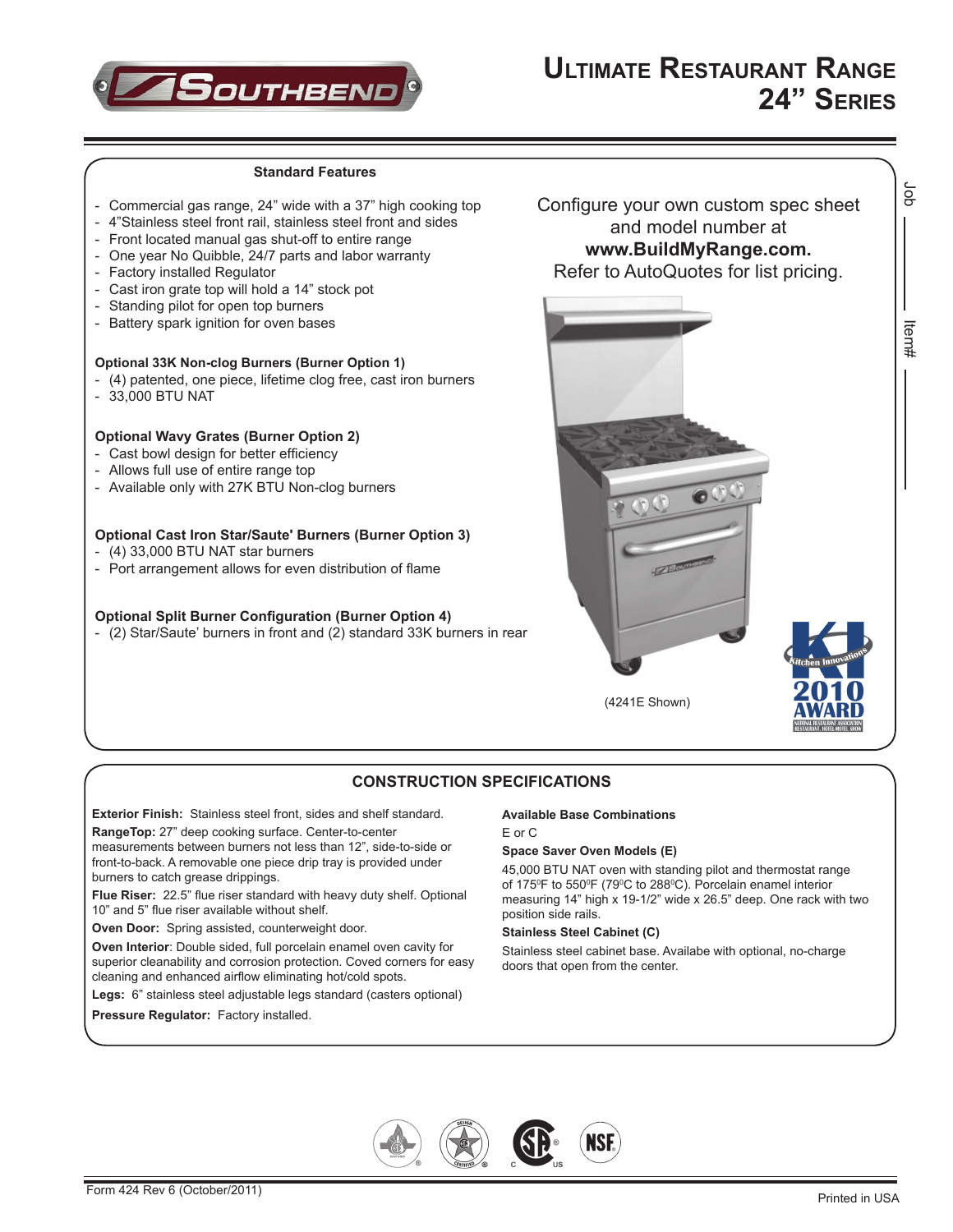# Ultimate Restaurant Range 24" Series

Job ______

Item# ______

### Standard Features

- Commercial gas range, 24" wide with a 37" high cooking top
- 4"Stainless steel front rail, stainless steel front and sides
- Front located manual gas shut-off to entire range
- One year No Quibble, 24/7 parts and labor warranty
- Factory installed Regulator
- Cast iron grate top will hold a 14" stock pot
- Standing pilot for open top burners
- Battery spark ignition for oven bases

**Optional 33K Non-clog Burners (Burner Option 1)**

- (4) patented, one piece, lifetime clog free, cast iron burners
- 33,000 BTU NAT

**Optional Wavy Grates (Burner Option 2)**

- Cast bowl design for better efficiency
- Allows full use of entire range top
- Available only with 27K BTU Non-clog burners

**Optional Cast Iron Star/Saute' Burners (Burner Option 3)**

- (4) 33,000 BTU NAT star burners
- Port arrangement allows for even distribution of flame

**Optional Split Burner Configuration (Burner Option 4)**

- (2) Star/Saute' burners in front and (2) standard 33K burners in rear

Configure your own custom spec sheet and model number at **www.BuildMyRange.com.** Refer to AutoQuotes for list pricing.

(4241E Shown)

Kitchen Innovations 2010 AWARD — National Restaurant Association Restaurant, Hotel-Motel Show

## CONSTRUCTION SPECIFICATIONS

**Exterior Finish:** Stainless steel front, sides and shelf standard.

**RangeTop:** 27" deep cooking surface. Center-to-center measurements between burners not less than 12", side-to-side or front-to-back. A removable one piece drip tray is provided under burners to catch grease drippings.

**Flue Riser:** 22.5" flue riser standard with heavy duty shelf. Optional 10" and 5" flue riser available without shelf.

**Oven Door:** Spring assisted, counterweight door.

**Oven Interior**: Double sided, full porcelain enamel oven cavity for superior cleanability and corrosion protection. Coved corners for easy cleaning and enhanced airflow eliminating hot/cold spots.

**Legs:** 6" stainless steel adjustable legs standard (casters optional)

**Pressure Regulator:** Factory installed.

**Available Base Combinations**

E or C

**Space Saver Oven Models (E)**

45,000 BTU NAT oven with standing pilot and thermostat range of 175ºF to 550ºF (79ºC to 288ºC). Porcelain enamel interior measuring 14" high x 19-1/2" wide x 26.5" deep. One rack with two position side rails.

**Stainless Steel Cabinet (C)**

Stainless steel cabinet base. Availabe with optional, no-charge doors that open from the center.

Form 424 Rev 6 (October/2011)

Printed in USA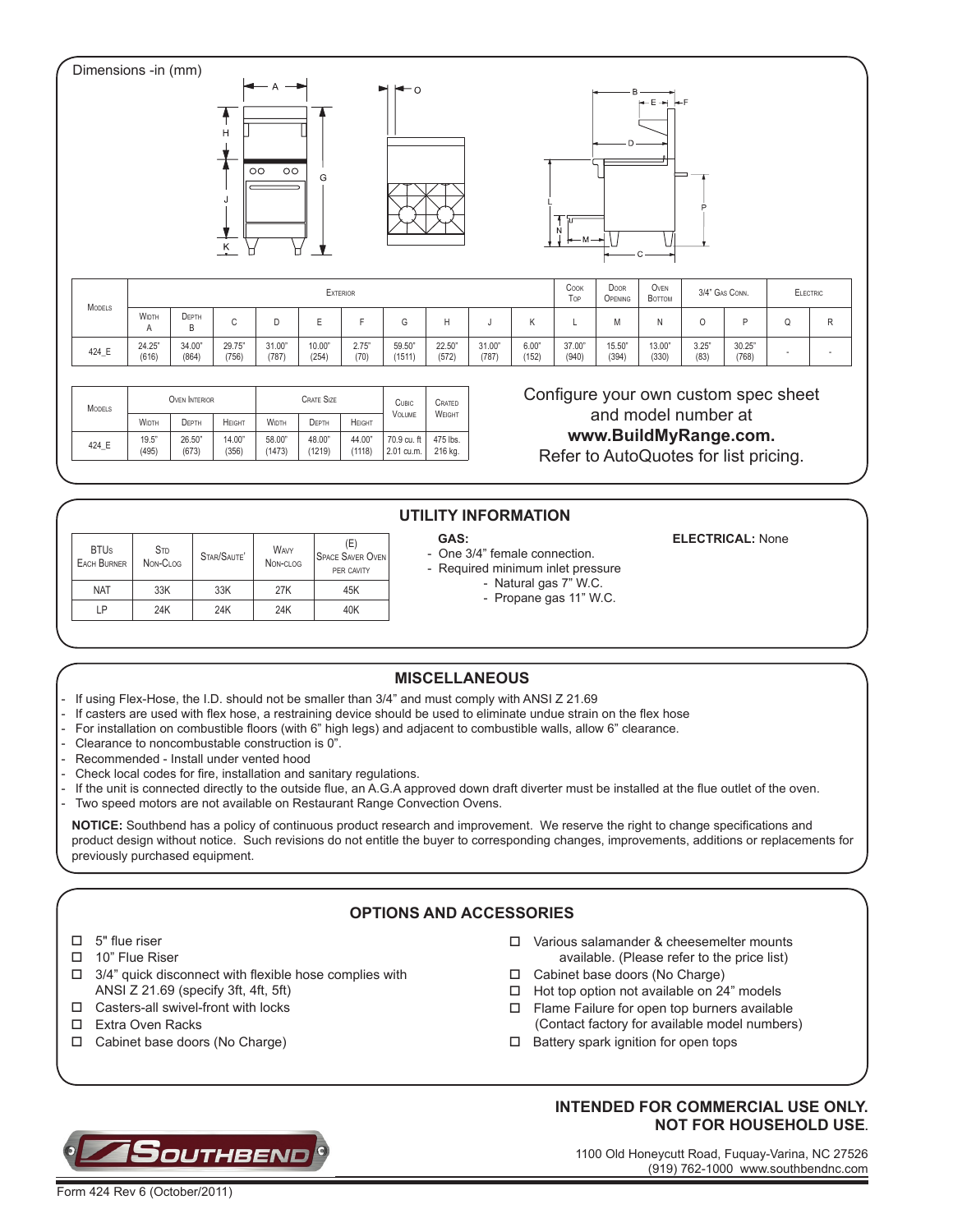Dimensions -in (mm)

A

O

B

E

F

H

G

D

J

L

P

N

M

K

C

| Models | Exterior | | | | | | | | | | Cook Top | Door Opening | Oven Bottom | 3/4" Gas Conn. | | Electric | |
|---|---|---|---|---|---|---|---|---|---|---|---|---|---|---|---|---|---|
| | Width A | Depth B | C | D | E | F | G | H | J | K | L | M | N | O | P | Q | R |
| 424_E | 24.25" (616) | 34.00" (864) | 29.75" (756) | 31.00" (787) | 10.00" (254) | 2.75" (70) | 59.50" (1511) | 22.50" (572) | 31.00" (787) | 6.00" (152) | 37.00" (940) | 15.50" (394) | 13.00" (330) | 3.25" (83) | 30.25" (768) | - | - |

| Models | Oven Interior | | | Crate Size | | | Cubic Volume | Crated Weight |
|---|---|---|---|---|---|---|---|---|
| | Width | Depth | Height | Width | Depth | Height | | |
| 424_E | 19.5" (495) | 26.50" (673) | 14.00" (356) | 58.00" (1473) | 48.00" (1219) | 44.00" (1118) | 70.9 cu. ft 2.01 cu.m. | 475 lbs. 216 kg. |

Configure your own custom spec sheet and model number at **www.BuildMyRange.com.** Refer to AutoQuotes for list pricing.

## UTILITY INFORMATION

| BTUs Each Burner | Std Non-Clog | Star/Saute' | Wavy Non-clog | (E) Space Saver Oven per cavity |
|---|---|---|---|---|
| NAT | 33K | 33K | 27K | 45K |
| LP | 24K | 24K | 24K | 40K |

**GAS:**

- One 3/4" female connection.
- Required minimum inlet pressure
  - Natural gas 7" W.C.
  - Propane gas 11" W.C.

**ELECTRICAL:** None

## MISCELLANEOUS

- If using Flex-Hose, the I.D. should not be smaller than 3/4" and must comply with ANSI Z 21.69
- If casters are used with flex hose, a restraining device should be used to eliminate undue strain on the flex hose
- For installation on combustible floors (with 6" high legs) and adjacent to combustible walls, allow 6" clearance.
- Clearance to noncombustable construction is 0".
- Recommended - Install under vented hood
- Check local codes for fire, installation and sanitary regulations.
- If the unit is connected directly to the outside flue, an A.G.A approved down draft diverter must be installed at the flue outlet of the oven.
- Two speed motors are not available on Restaurant Range Convection Ovens.

**NOTICE:** Southbend has a policy of continuous product research and improvement. We reserve the right to change specifications and product design without notice. Such revisions do not entitle the buyer to corresponding changes, improvements, additions or replacements for previously purchased equipment.

## OPTIONS AND ACCESSORIES

- ☐ 5" flue riser
- ☐ 10" Flue Riser
- ☐ 3/4" quick disconnect with flexible hose complies with ANSI Z 21.69 (specify 3ft, 4ft, 5ft)
- ☐ Casters-all swivel-front with locks
- ☐ Extra Oven Racks
- ☐ Cabinet base doors (No Charge)
- ☐ Various salamander & cheesemelter mounts available. (Please refer to the price list)
- ☐ Cabinet base doors (No Charge)
- ☐ Hot top option not available on 24" models
- ☐ Flame Failure for open top burners available (Contact factory for available model numbers)
- ☐ Battery spark ignition for open tops

**INTENDED FOR COMMERCIAL USE ONLY. NOT FOR HOUSEHOLD USE.**

SOUTHBEND

1100 Old Honeycutt Road, Fuquay-Varina, NC 27526
(919) 762-1000 www.southbendnc.com

Form 424 Rev 6 (October/2011)